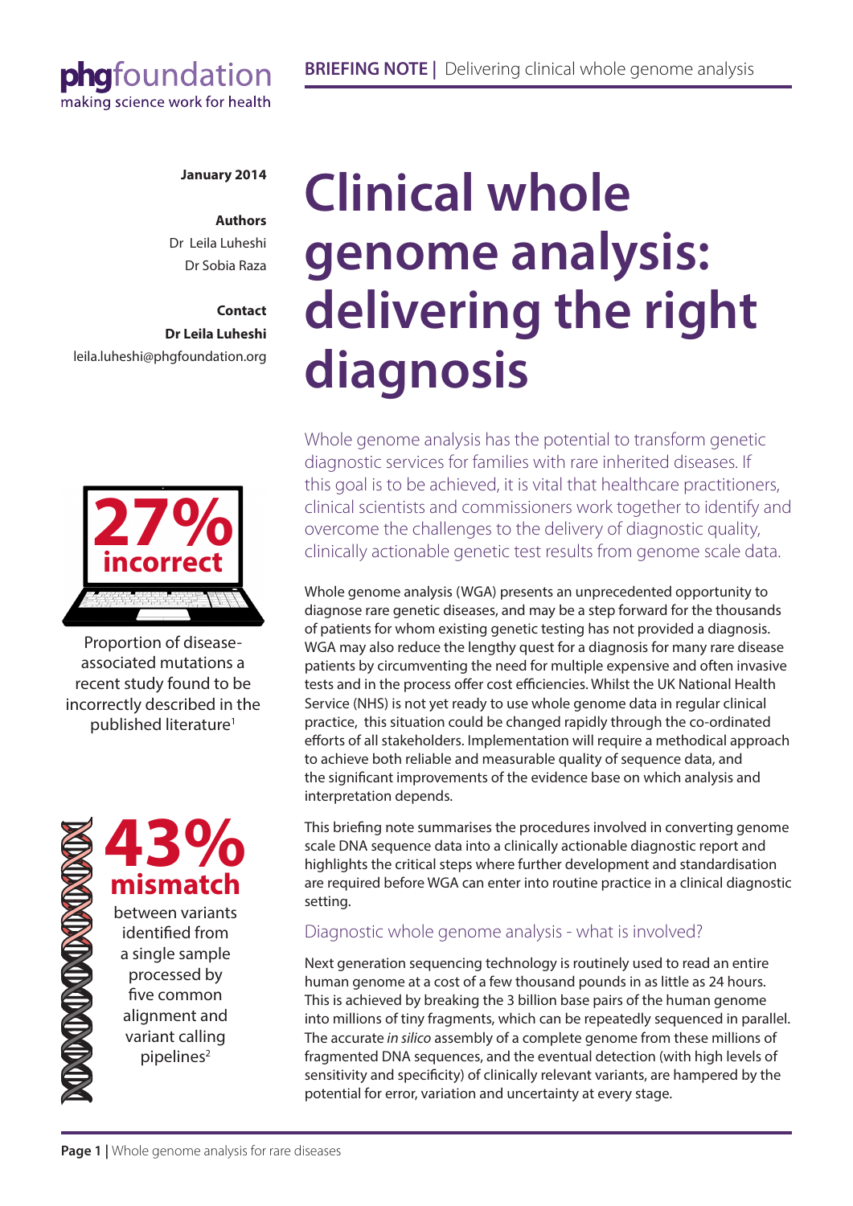**BRIEFING NOTE |** Delivering clinical whole genome analysis

**January 2014**

**Authors**
Dr Leila Luheshi
Dr Sobia Raza

**Contact**
**Dr Leila Luheshi**
leila.luheshi@phgfoundation.org

# Clinical whole genome analysis: delivering the right diagnosis

Whole genome analysis has the potential to transform genetic diagnostic services for families with rare inherited diseases. If this goal is to be achieved, it is vital that healthcare practitioners, clinical scientists and commissioners work together to identify and overcome the challenges to the delivery of diagnostic quality, clinically actionable genetic test results from genome scale data.

**27% incorrect**

Proportion of disease-associated mutations a recent study found to be incorrectly described in the published literature[1]

**43% mismatch**

between variants identified from a single sample processed by five common alignment and variant calling pipelines[2]

Whole genome analysis (WGA) presents an unprecedented opportunity to diagnose rare genetic diseases, and may be a step forward for the thousands of patients for whom existing genetic testing has not provided a diagnosis. WGA may also reduce the lengthy quest for a diagnosis for many rare disease patients by circumventing the need for multiple expensive and often invasive tests and in the process offer cost efficiencies. Whilst the UK National Health Service (NHS) is not yet ready to use whole genome data in regular clinical practice, this situation could be changed rapidly through the co-ordinated efforts of all stakeholders. Implementation will require a methodical approach to achieve both reliable and measurable quality of sequence data, and the significant improvements of the evidence base on which analysis and interpretation depends.

This briefing note summarises the procedures involved in converting genome scale DNA sequence data into a clinically actionable diagnostic report and highlights the critical steps where further development and standardisation are required before WGA can enter into routine practice in a clinical diagnostic setting.

## Diagnostic whole genome analysis - what is involved?

Next generation sequencing technology is routinely used to read an entire human genome at a cost of a few thousand pounds in as little as 24 hours. This is achieved by breaking the 3 billion base pairs of the human genome into millions of tiny fragments, which can be repeatedly sequenced in parallel. The accurate *in silico* assembly of a complete genome from these millions of fragmented DNA sequences, and the eventual detection (with high levels of sensitivity and specificity) of clinically relevant variants, are hampered by the potential for error, variation and uncertainty at every stage.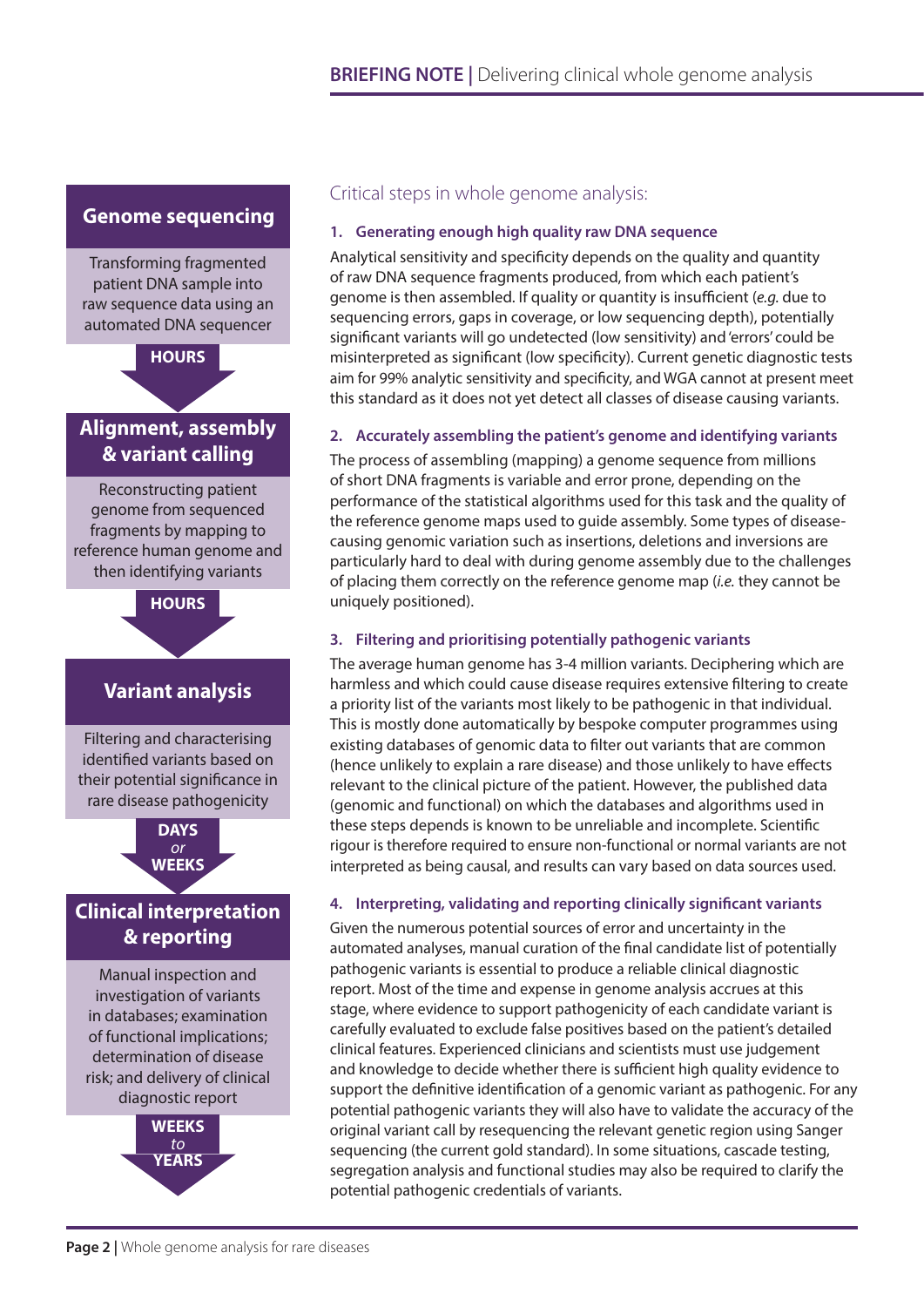**Genome sequencing**

Transforming fragmented patient DNA sample into raw sequence data using an automated DNA sequencer

HOURS

**Alignment, assembly & variant calling**

Reconstructing patient genome from sequenced fragments by mapping to reference human genome and then identifying variants

HOURS

**Variant analysis**

Filtering and characterising identified variants based on their potential significance in rare disease pathogenicity

DAYS *or* WEEKS

**Clinical interpretation & reporting**

Manual inspection and investigation of variants in databases; examination of functional implications; determination of disease risk; and delivery of clinical diagnostic report

WEEKS *to* YEARS

## Critical steps in whole genome analysis:

### 1. Generating enough high quality raw DNA sequence

Analytical sensitivity and specificity depends on the quality and quantity of raw DNA sequence fragments produced, from which each patient's genome is then assembled. If quality or quantity is insufficient (*e.g.* due to sequencing errors, gaps in coverage, or low sequencing depth), potentially significant variants will go undetected (low sensitivity) and 'errors' could be misinterpreted as significant (low specificity). Current genetic diagnostic tests aim for 99% analytic sensitivity and specificity, and WGA cannot at present meet this standard as it does not yet detect all classes of disease causing variants.

### 2. Accurately assembling the patient's genome and identifying variants

The process of assembling (mapping) a genome sequence from millions of short DNA fragments is variable and error prone, depending on the performance of the statistical algorithms used for this task and the quality of the reference genome maps used to guide assembly. Some types of disease-causing genomic variation such as insertions, deletions and inversions are particularly hard to deal with during genome assembly due to the challenges of placing them correctly on the reference genome map (*i.e.* they cannot be uniquely positioned).

### 3. Filtering and prioritising potentially pathogenic variants

The average human genome has 3-4 million variants. Deciphering which are harmless and which could cause disease requires extensive filtering to create a priority list of the variants most likely to be pathogenic in that individual. This is mostly done automatically by bespoke computer programmes using existing databases of genomic data to filter out variants that are common (hence unlikely to explain a rare disease) and those unlikely to have effects relevant to the clinical picture of the patient. However, the published data (genomic and functional) on which the databases and algorithms used in these steps depends is known to be unreliable and incomplete. Scientific rigour is therefore required to ensure non-functional or normal variants are not interpreted as being causal, and results can vary based on data sources used.

### 4. Interpreting, validating and reporting clinically significant variants

Given the numerous potential sources of error and uncertainty in the automated analyses, manual curation of the final candidate list of potentially pathogenic variants is essential to produce a reliable clinical diagnostic report. Most of the time and expense in genome analysis accrues at this stage, where evidence to support pathogenicity of each candidate variant is carefully evaluated to exclude false positives based on the patient's detailed clinical features. Experienced clinicians and scientists must use judgement and knowledge to decide whether there is sufficient high quality evidence to support the definitive identification of a genomic variant as pathogenic. For any potential pathogenic variants they will also have to validate the accuracy of the original variant call by resequencing the relevant genetic region using Sanger sequencing (the current gold standard). In some situations, cascade testing, segregation analysis and functional studies may also be required to clarify the potential pathogenic credentials of variants.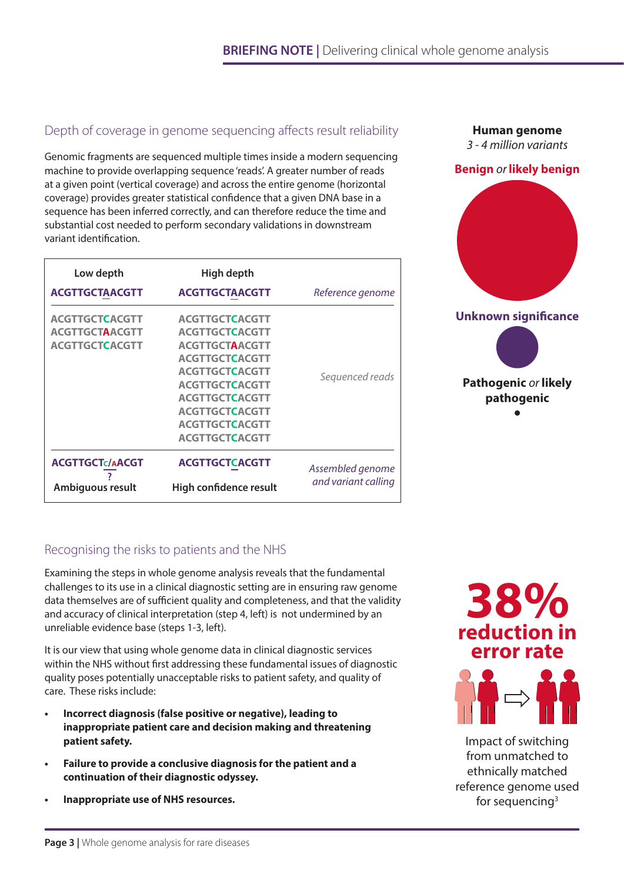## Depth of coverage in genome sequencing affects result reliability

Genomic fragments are sequenced multiple times inside a modern sequencing machine to provide overlapping sequence 'reads'. A greater number of reads at a given point (vertical coverage) and across the entire genome (horizontal coverage) provides greater statistical confidence that a given DNA base in a sequence has been inferred correctly, and can therefore reduce the time and substantial cost needed to perform secondary validations in downstream variant identification.

| Low depth | High depth | |
|---|---|---|
| ACGTTGCTAACGTT | ACGTTGCTAACGTT | *Reference genome* |
| ACGTTGCTCACGTT<br>ACGTTGCTAACGTT<br>ACGTTGCTCACGTT | ACGTTGCTCACGTT<br>ACGTTGCTCACGTT<br>ACGTTGCTAACGTT<br>ACGTTGCTCACGTT<br>ACGTTGCTCACGTT<br>ACGTTGCTCACGTT<br>ACGTTGCTCACGTT<br>ACGTTGCTCACGTT<br>ACGTTGCTCACGTT<br>ACGTTGCTCACGTT | *Sequenced reads* |
| ACGTTGCTC/AACGT<br>?<br>Ambiguous result | ACGTTGCTCACGTT<br>High confidence result | *Assembled genome and variant calling* |

**Human genome**
*3 - 4 million variants*

**Benign** *or* **likely benign**

**Unknown significance**

**Pathogenic** *or* **likely pathogenic**

## Recognising the risks to patients and the NHS

Examining the steps in whole genome analysis reveals that the fundamental challenges to its use in a clinical diagnostic setting are in ensuring raw genome data themselves are of sufficient quality and completeness, and that the validity and accuracy of clinical interpretation (step 4, left) is not undermined by an unreliable evidence base (steps 1-3, left).

It is our view that using whole genome data in clinical diagnostic services within the NHS without first addressing these fundamental issues of diagnostic quality poses potentially unacceptable risks to patient safety, and quality of care. These risks include:

- **Incorrect diagnosis (false positive or negative), leading to inappropriate patient care and decision making and threatening patient safety.**
- **Failure to provide a conclusive diagnosis for the patient and a continuation of their diagnostic odyssey.**
- **Inappropriate use of NHS resources.**

**38% reduction in error rate**

Impact of switching from unmatched to ethnically matched reference genome used for sequencing[3]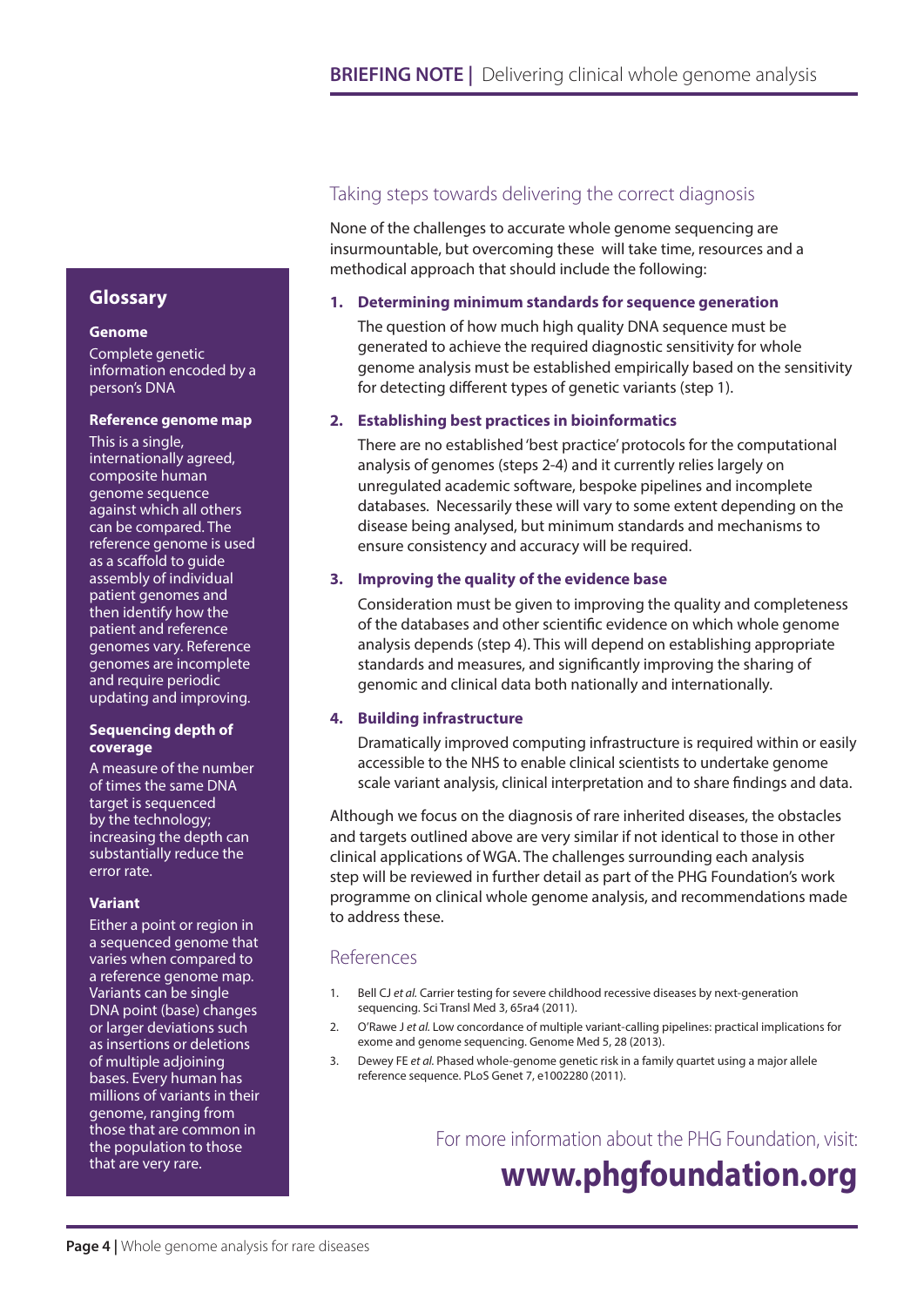## Taking steps towards delivering the correct diagnosis

None of the challenges to accurate whole genome sequencing are insurmountable, but overcoming these will take time, resources and a methodical approach that should include the following:

1. **Determining minimum standards for sequence generation**

   The question of how much high quality DNA sequence must be generated to achieve the required diagnostic sensitivity for whole genome analysis must be established empirically based on the sensitivity for detecting different types of genetic variants (step 1).

2. **Establishing best practices in bioinformatics**

   There are no established 'best practice' protocols for the computational analysis of genomes (steps 2-4) and it currently relies largely on unregulated academic software, bespoke pipelines and incomplete databases. Necessarily these will vary to some extent depending on the disease being analysed, but minimum standards and mechanisms to ensure consistency and accuracy will be required.

3. **Improving the quality of the evidence base**

   Consideration must be given to improving the quality and completeness of the databases and other scientific evidence on which whole genome analysis depends (step 4). This will depend on establishing appropriate standards and measures, and significantly improving the sharing of genomic and clinical data both nationally and internationally.

4. **Building infrastructure**

   Dramatically improved computing infrastructure is required within or easily accessible to the NHS to enable clinical scientists to undertake genome scale variant analysis, clinical interpretation and to share findings and data.

Although we focus on the diagnosis of rare inherited diseases, the obstacles and targets outlined above are very similar if not identical to those in other clinical applications of WGA. The challenges surrounding each analysis step will be reviewed in further detail as part of the PHG Foundation's work programme on clinical whole genome analysis, and recommendations made to address these.

## References

1. Bell CJ *et al.* Carrier testing for severe childhood recessive diseases by next-generation sequencing. Sci Transl Med 3, 65ra4 (2011).
2. O'Rawe J *et al.* Low concordance of multiple variant-calling pipelines: practical implications for exome and genome sequencing. Genome Med 5, 28 (2013).
3. Dewey FE *et al.* Phased whole-genome genetic risk in a family quartet using a major allele reference sequence. PLoS Genet 7, e1002280 (2011).

## Glossary

**Genome**

Complete genetic information encoded by a person's DNA

**Reference genome map**

This is a single, internationally agreed, composite human genome sequence against which all others can be compared. The reference genome is used as a scaffold to guide assembly of individual patient genomes and then identify how the patient and reference genomes vary. Reference genomes are incomplete and require periodic updating and improving.

**Sequencing depth of coverage**

A measure of the number of times the same DNA target is sequenced by the technology; increasing the depth can substantially reduce the error rate.

**Variant**

Either a point or region in a sequenced genome that varies when compared to a reference genome map. Variants can be single DNA point (base) changes or larger deviations such as insertions or deletions of multiple adjoining bases. Every human has millions of variants in their genome, ranging from those that are common in the population to those that are very rare.

For more information about the PHG Foundation, visit:

**www.phgfoundation.org**